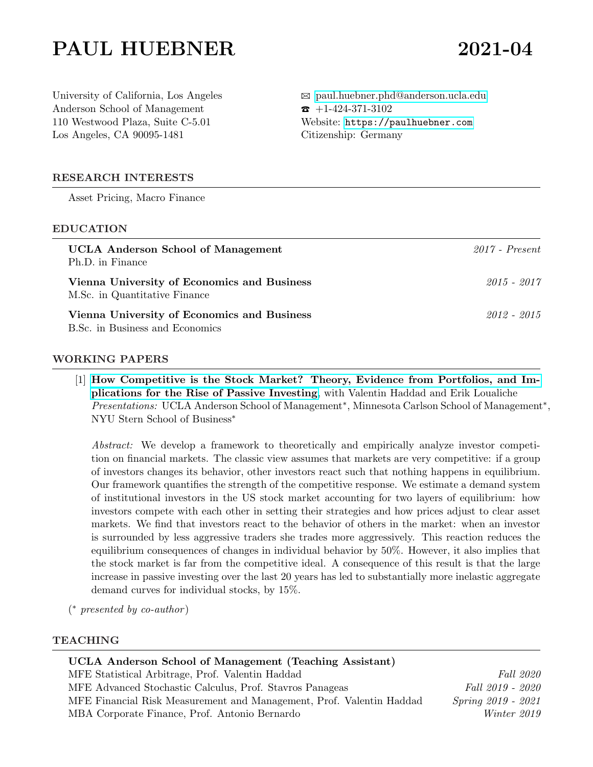# PAUL HUEBNER 2021-04

University of California, Los Angeles
Anderson School of Management
110 Westwood Plaza, Suite C-5.01
Los Angeles, CA 90095-1481

✉ paul.huebner.phd@anderson.ucla.edu
☎ +1-424-371-3102
Website: https://paulhuebner.com
Citizenship: Germany

## RESEARCH INTERESTS

Asset Pricing, Macro Finance

## EDUCATION

**UCLA Anderson School of Management** — *2017 - Present*
Ph.D. in Finance

**Vienna University of Economics and Business** — *2015 - 2017*
M.Sc. in Quantitative Finance

**Vienna University of Economics and Business** — *2012 - 2015*
B.Sc. in Business and Economics

## WORKING PAPERS

[1] **How Competitive is the Stock Market? Theory, Evidence from Portfolios, and Implications for the Rise of Passive Investing**, with Valentin Haddad and Erik Loualiche
*Presentations:* UCLA Anderson School of Management*, Minnesota Carlson School of Management*, NYU Stern School of Business*

*Abstract:* We develop a framework to theoretically and empirically analyze investor competition on financial markets. The classic view assumes that markets are very competitive: if a group of investors changes its behavior, other investors react such that nothing happens in equilibrium. Our framework quantifies the strength of the competitive response. We estimate a demand system of institutional investors in the US stock market accounting for two layers of equilibrium: how investors compete with each other in setting their strategies and how prices adjust to clear asset markets. We find that investors react to the behavior of others in the market: when an investor is surrounded by less aggressive traders she trades more aggressively. This reaction reduces the equilibrium consequences of changes in individual behavior by 50%. However, it also implies that the stock market is far from the competitive ideal. A consequence of this result is that the large increase in passive investing over the last 20 years has led to substantially more inelastic aggregate demand curves for individual stocks, by 15%.

(* *presented by co-author*)

## TEACHING

**UCLA Anderson School of Management (Teaching Assistant)**

| Course | Term |
|---|---|
| MFE Statistical Arbitrage, Prof. Valentin Haddad | *Fall 2020* |
| MFE Advanced Stochastic Calculus, Prof. Stavros Panageas | *Fall 2019 - 2020* |
| MFE Financial Risk Measurement and Management, Prof. Valentin Haddad | *Spring 2019 - 2021* |
| MBA Corporate Finance, Prof. Antonio Bernardo | *Winter 2019* |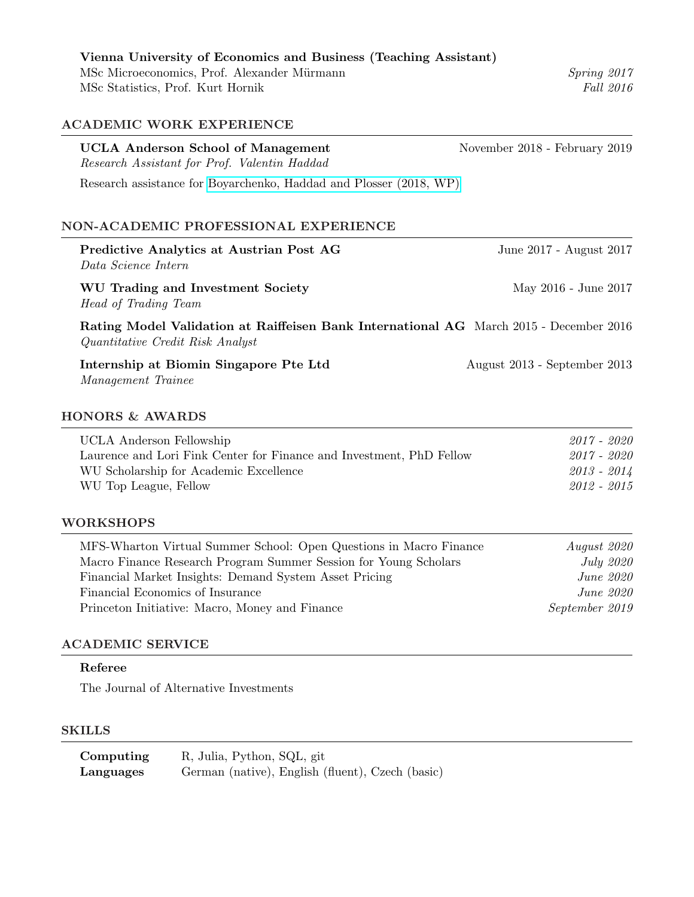**Vienna University of Economics and Business (Teaching Assistant)**

MSc Microeconomics, Prof. Alexander Mürmann *Spring 2017*

MSc Statistics, Prof. Kurt Hornik *Fall 2016*

## ACADEMIC WORK EXPERIENCE

**UCLA Anderson School of Management** November 2018 - February 2019

*Research Assistant for Prof. Valentin Haddad*

Research assistance for Boyarchenko, Haddad and Plosser (2018, WP)

## NON-ACADEMIC PROFESSIONAL EXPERIENCE

**Predictive Analytics at Austrian Post AG** June 2017 - August 2017

*Data Science Intern*

**WU Trading and Investment Society** May 2016 - June 2017

*Head of Trading Team*

**Rating Model Validation at Raiffeisen Bank International AG** March 2015 - December 2016

*Quantitative Credit Risk Analyst*

**Internship at Biomin Singapore Pte Ltd** August 2013 - September 2013

*Management Trainee*

## HONORS & AWARDS

| | |
|---|---|
| UCLA Anderson Fellowship | *2017 - 2020* |
| Laurence and Lori Fink Center for Finance and Investment, PhD Fellow | *2017 - 2020* |
| WU Scholarship for Academic Excellence | *2013 - 2014* |
| WU Top League, Fellow | *2012 - 2015* |

## WORKSHOPS

| | |
|---|---|
| MFS-Wharton Virtual Summer School: Open Questions in Macro Finance | *August 2020* |
| Macro Finance Research Program Summer Session for Young Scholars | *July 2020* |
| Financial Market Insights: Demand System Asset Pricing | *June 2020* |
| Financial Economics of Insurance | *June 2020* |
| Princeton Initiative: Macro, Money and Finance | *September 2019* |

## ACADEMIC SERVICE

**Referee**

The Journal of Alternative Investments

## SKILLS

| | |
|---|---|
| **Computing** | R, Julia, Python, SQL, git |
| **Languages** | German (native), English (fluent), Czech (basic) |